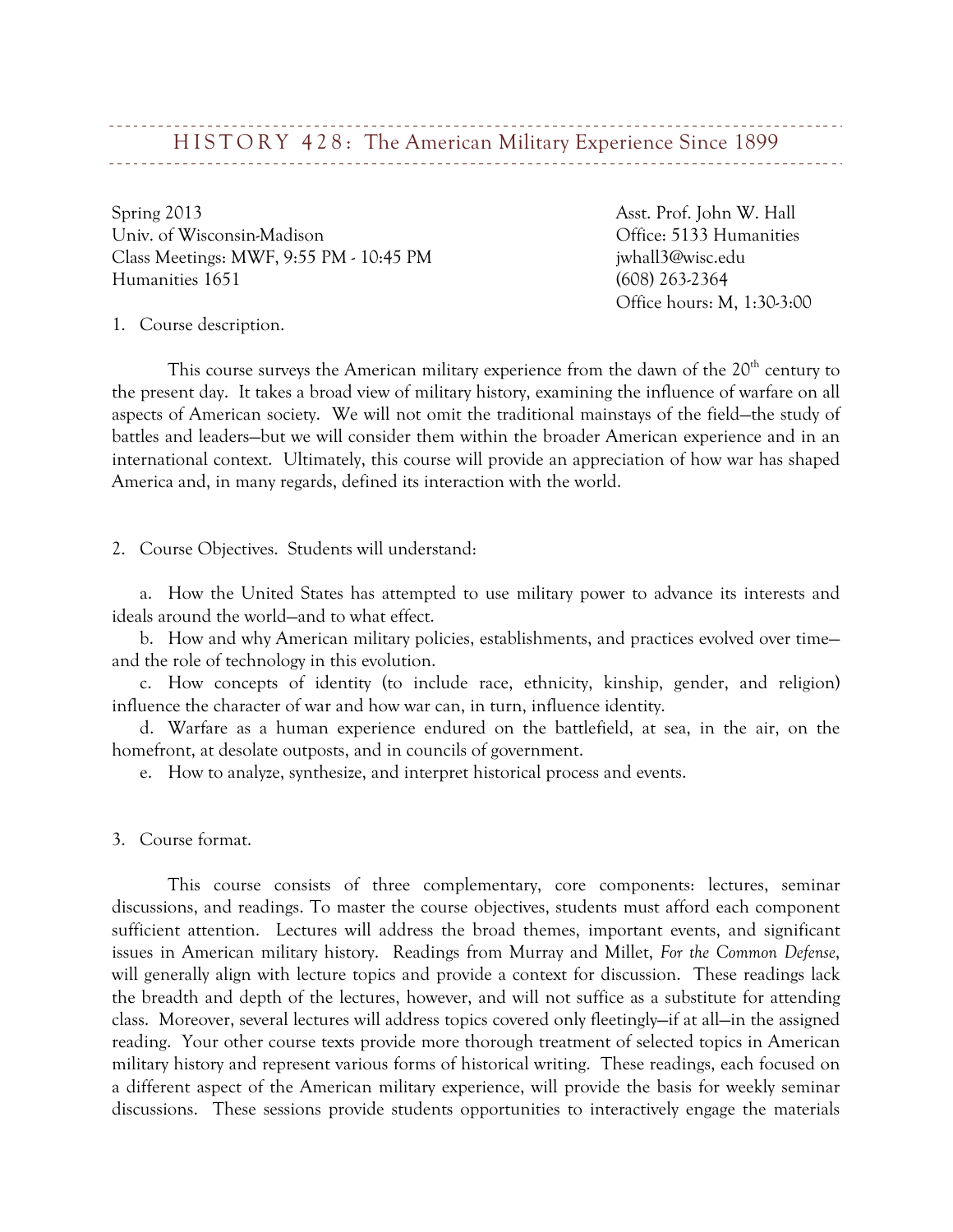# HISTORY 428: The American Military Experience Since 1899

Spring 2013
Univ. of Wisconsin-Madison
Class Meetings: MWF, 9:55 PM - 10:45 PM
Humanities 1651

Asst. Prof. John W. Hall
Office: 5133 Humanities
jwhall3@wisc.edu
(608) 263-2364
Office hours: M, 1:30-3:00

1. Course description.

This course surveys the American military experience from the dawn of the 20th century to the present day. It takes a broad view of military history, examining the influence of warfare on all aspects of American society. We will not omit the traditional mainstays of the field—the study of battles and leaders—but we will consider them within the broader American experience and in an international context. Ultimately, this course will provide an appreciation of how war has shaped America and, in many regards, defined its interaction with the world.

2. Course Objectives. Students will understand:

   a. How the United States has attempted to use military power to advance its interests and ideals around the world—and to what effect.
   b. How and why American military policies, establishments, and practices evolved over time—and the role of technology in this evolution.
   c. How concepts of identity (to include race, ethnicity, kinship, gender, and religion) influence the character of war and how war can, in turn, influence identity.
   d. Warfare as a human experience endured on the battlefield, at sea, in the air, on the homefront, at desolate outposts, and in councils of government.
   e. How to analyze, synthesize, and interpret historical process and events.

3. Course format.

This course consists of three complementary, core components: lectures, seminar discussions, and readings. To master the course objectives, students must afford each component sufficient attention. Lectures will address the broad themes, important events, and significant issues in American military history. Readings from Murray and Millet, *For the Common Defense*, will generally align with lecture topics and provide a context for discussion. These readings lack the breadth and depth of the lectures, however, and will not suffice as a substitute for attending class. Moreover, several lectures will address topics covered only fleetingly—if at all—in the assigned reading. Your other course texts provide more thorough treatment of selected topics in American military history and represent various forms of historical writing. These readings, each focused on a different aspect of the American military experience, will provide the basis for weekly seminar discussions. These sessions provide students opportunities to interactively engage the materials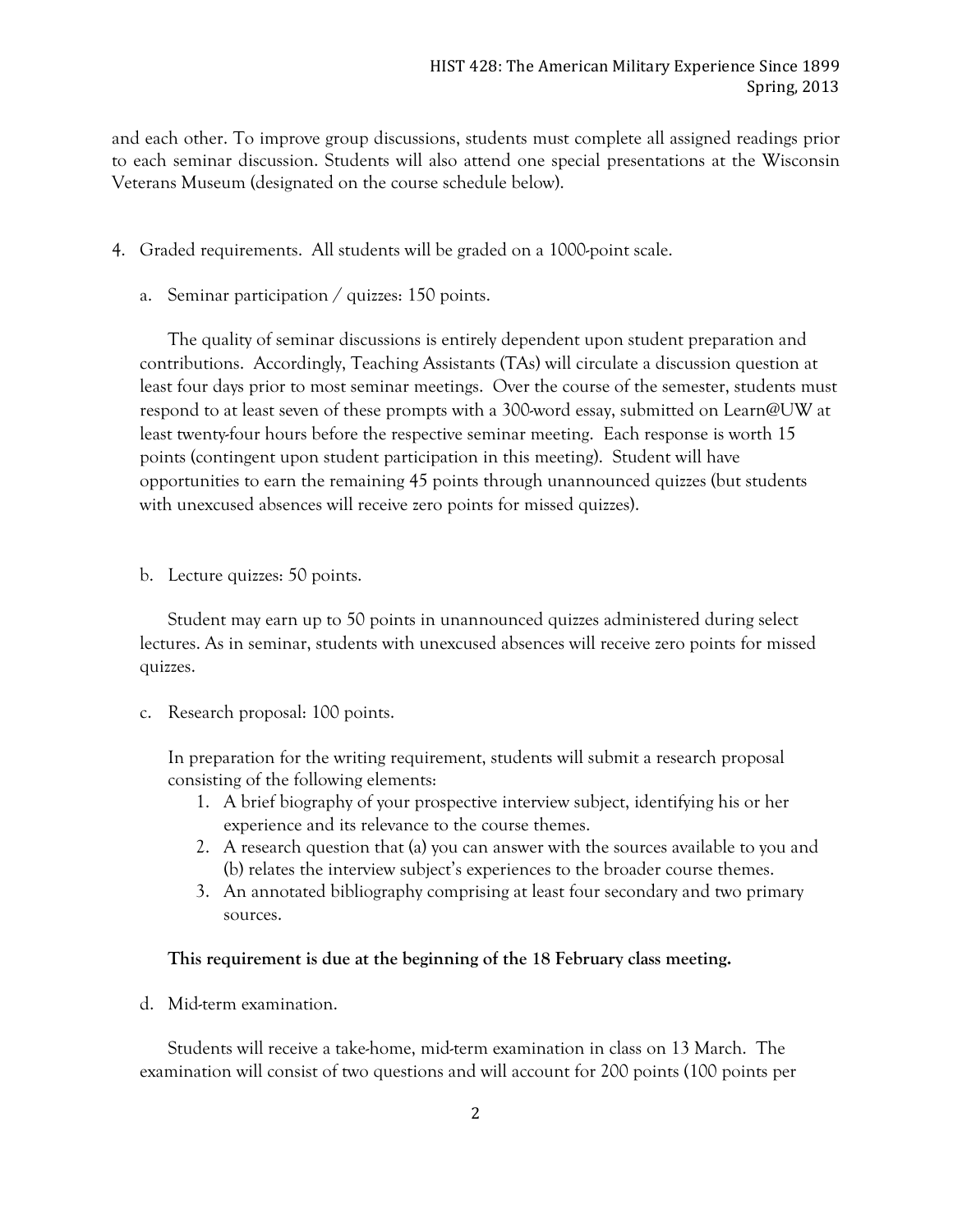and each other. To improve group discussions, students must complete all assigned readings prior to each seminar discussion. Students will also attend one special presentations at the Wisconsin Veterans Museum (designated on the course schedule below).

4. Graded requirements. All students will be graded on a 1000-point scale.

   a. Seminar participation / quizzes: 150 points.

      The quality of seminar discussions is entirely dependent upon student preparation and contributions. Accordingly, Teaching Assistants (TAs) will circulate a discussion question at least four days prior to most seminar meetings. Over the course of the semester, students must respond to at least seven of these prompts with a 300-word essay, submitted on Learn@UW at least twenty-four hours before the respective seminar meeting. Each response is worth 15 points (contingent upon student participation in this meeting). Student will have opportunities to earn the remaining 45 points through unannounced quizzes (but students with unexcused absences will receive zero points for missed quizzes).

   b. Lecture quizzes: 50 points.

      Student may earn up to 50 points in unannounced quizzes administered during select lectures. As in seminar, students with unexcused absences will receive zero points for missed quizzes.

   c. Research proposal: 100 points.

      In preparation for the writing requirement, students will submit a research proposal consisting of the following elements:

      1. A brief biography of your prospective interview subject, identifying his or her experience and its relevance to the course themes.
      2. A research question that (a) you can answer with the sources available to you and (b) relates the interview subject's experiences to the broader course themes.
      3. An annotated bibliography comprising at least four secondary and two primary sources.

      **This requirement is due at the beginning of the 18 February class meeting.**

   d. Mid-term examination.

      Students will receive a take-home, mid-term examination in class on 13 March. The examination will consist of two questions and will account for 200 points (100 points per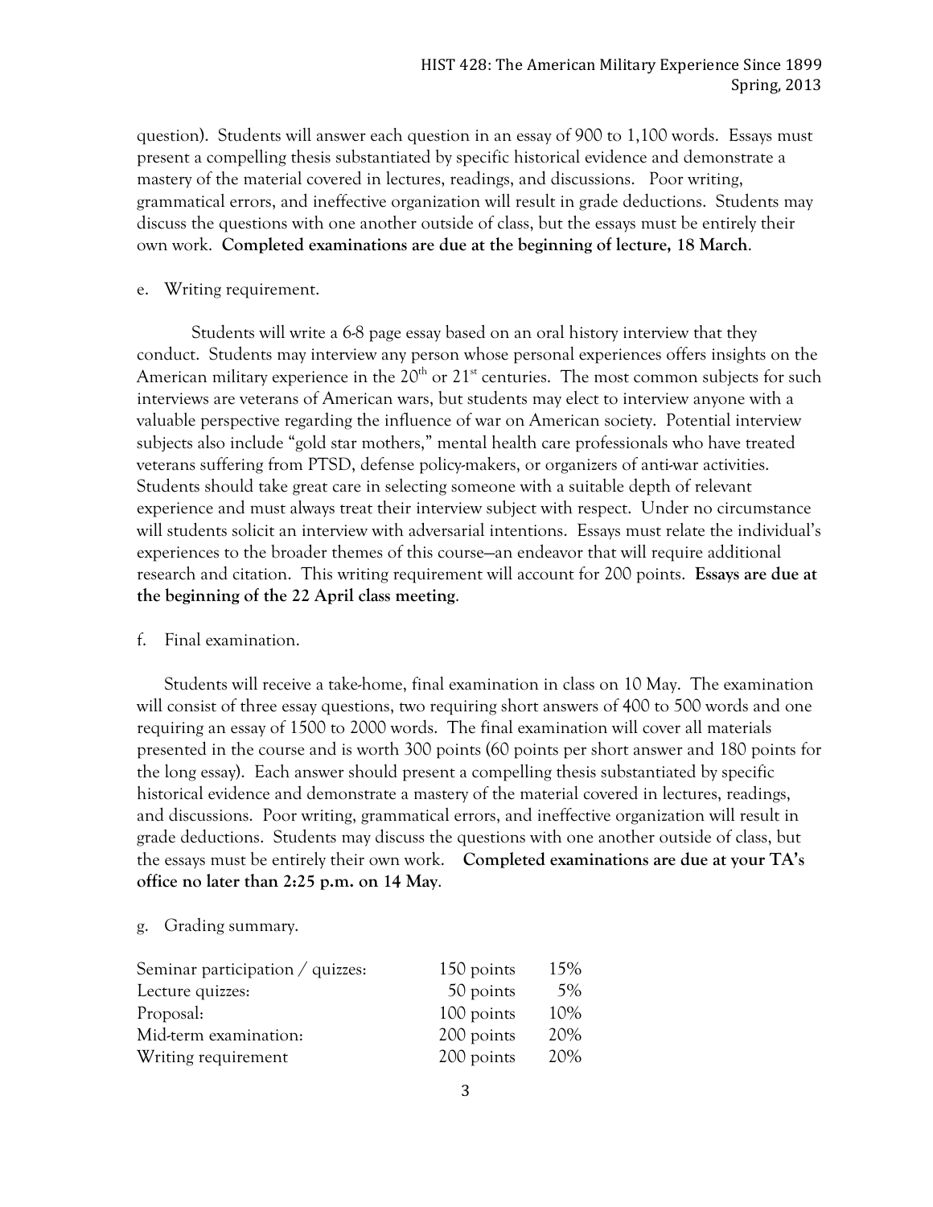question). Students will answer each question in an essay of 900 to 1,100 words. Essays must present a compelling thesis substantiated by specific historical evidence and demonstrate a mastery of the material covered in lectures, readings, and discussions. Poor writing, grammatical errors, and ineffective organization will result in grade deductions. Students may discuss the questions with one another outside of class, but the essays must be entirely their own work. **Completed examinations are due at the beginning of lecture, 18 March**.

e. Writing requirement.

Students will write a 6-8 page essay based on an oral history interview that they conduct. Students may interview any person whose personal experiences offers insights on the American military experience in the 20th or 21st centuries. The most common subjects for such interviews are veterans of American wars, but students may elect to interview anyone with a valuable perspective regarding the influence of war on American society. Potential interview subjects also include "gold star mothers," mental health care professionals who have treated veterans suffering from PTSD, defense policy-makers, or organizers of anti-war activities. Students should take great care in selecting someone with a suitable depth of relevant experience and must always treat their interview subject with respect. Under no circumstance will students solicit an interview with adversarial intentions. Essays must relate the individual's experiences to the broader themes of this course—an endeavor that will require additional research and citation. This writing requirement will account for 200 points. **Essays are due at the beginning of the 22 April class meeting**.

f. Final examination.

Students will receive a take-home, final examination in class on 10 May. The examination will consist of three essay questions, two requiring short answers of 400 to 500 words and one requiring an essay of 1500 to 2000 words. The final examination will cover all materials presented in the course and is worth 300 points (60 points per short answer and 180 points for the long essay). Each answer should present a compelling thesis substantiated by specific historical evidence and demonstrate a mastery of the material covered in lectures, readings, and discussions. Poor writing, grammatical errors, and ineffective organization will result in grade deductions. Students may discuss the questions with one another outside of class, but the essays must be entirely their own work. **Completed examinations are due at your TA's office no later than 2:25 p.m. on 14 May**.

g. Grading summary.

| | | |
|---|---|---|
| Seminar participation / quizzes: | 150 points | 15% |
| Lecture quizzes: | 50 points | 5% |
| Proposal: | 100 points | 10% |
| Mid-term examination: | 200 points | 20% |
| Writing requirement | 200 points | 20% |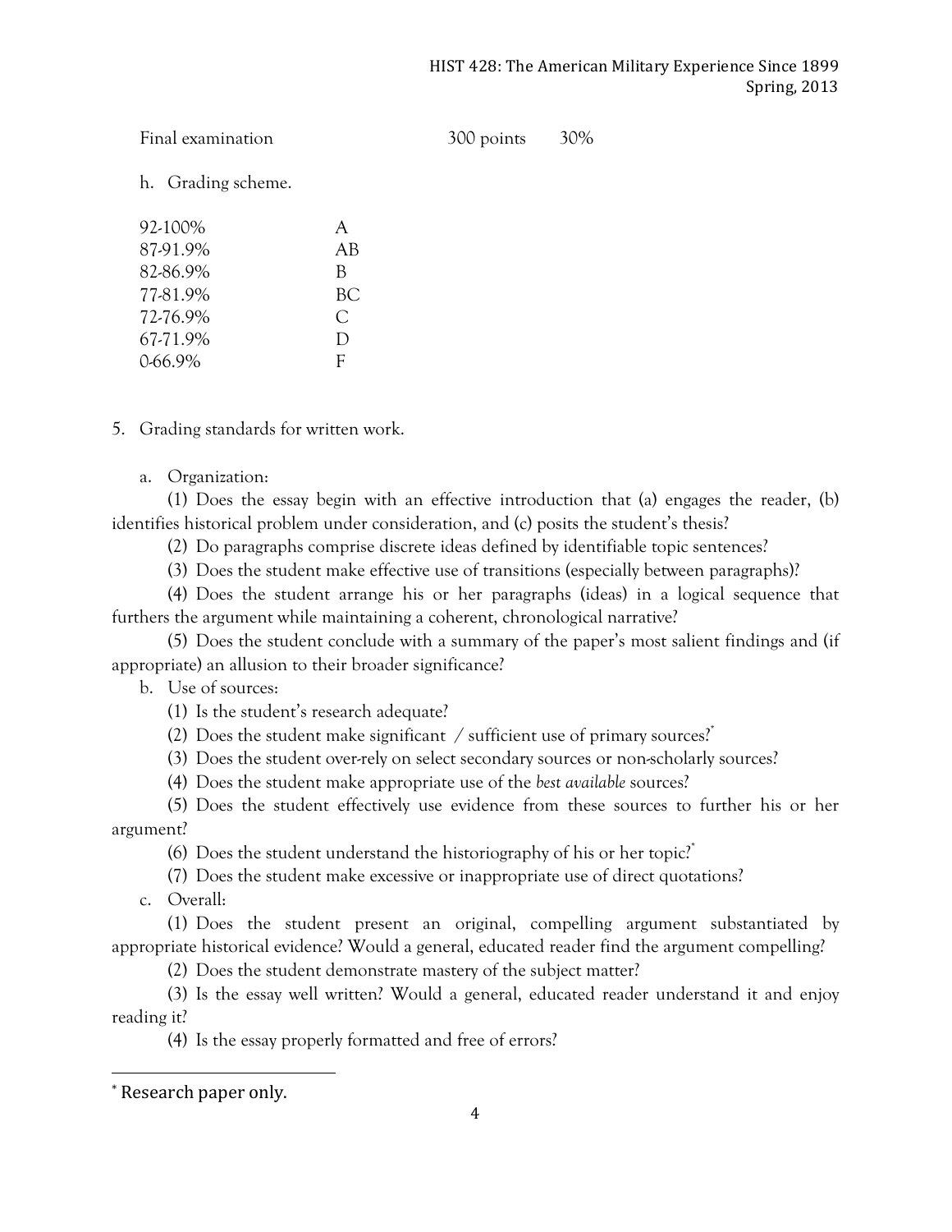| Final examination | 300 points | 30% |
| --- | --- | --- |

h. Grading scheme.

| | |
| --- | --- |
| 92-100% | A |
| 87-91.9% | AB |
| 82-86.9% | B |
| 77-81.9% | BC |
| 72-76.9% | C |
| 67-71.9% | D |
| 0-66.9% | F |

5. Grading standards for written work.

a. Organization:

(1) Does the essay begin with an effective introduction that (a) engages the reader, (b) identifies historical problem under consideration, and (c) posits the student's thesis?

(2) Do paragraphs comprise discrete ideas defined by identifiable topic sentences?

(3) Does the student make effective use of transitions (especially between paragraphs)?

(4) Does the student arrange his or her paragraphs (ideas) in a logical sequence that furthers the argument while maintaining a coherent, chronological narrative?

(5) Does the student conclude with a summary of the paper's most salient findings and (if appropriate) an allusion to their broader significance?

b. Use of sources:

(1) Is the student's research adequate?

(2) Does the student make significant / sufficient use of primary sources?*

(3) Does the student over-rely on select secondary sources or non-scholarly sources?

(4) Does the student make appropriate use of the *best available* sources?

(5) Does the student effectively use evidence from these sources to further his or her argument?

(6) Does the student understand the historiography of his or her topic?*

(7) Does the student make excessive or inappropriate use of direct quotations?

c. Overall:

(1) Does the student present an original, compelling argument substantiated by appropriate historical evidence? Would a general, educated reader find the argument compelling?

(2) Does the student demonstrate mastery of the subject matter?

(3) Is the essay well written? Would a general, educated reader understand it and enjoy reading it?

(4) Is the essay properly formatted and free of errors?

---

* Research paper only.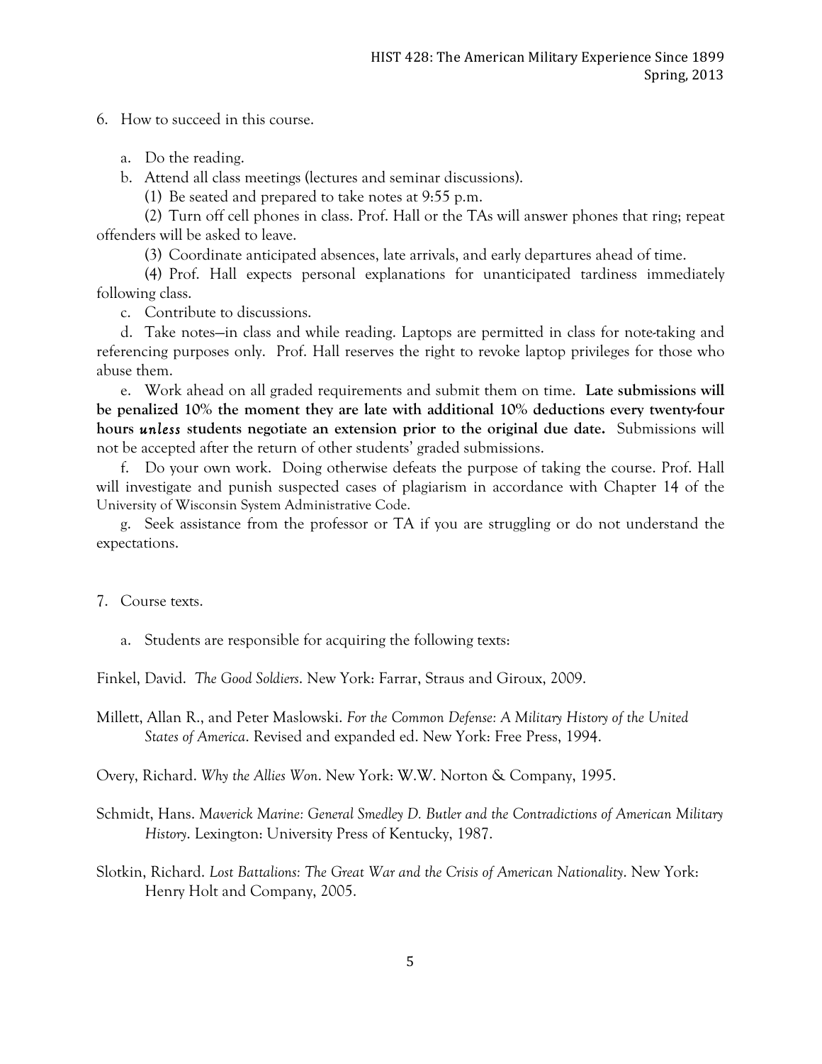6. How to succeed in this course.

   a. Do the reading.

   b. Attend all class meetings (lectures and seminar discussions).

      (1) Be seated and prepared to take notes at 9:55 p.m.

      (2) Turn off cell phones in class. Prof. Hall or the TAs will answer phones that ring; repeat offenders will be asked to leave.

      (3) Coordinate anticipated absences, late arrivals, and early departures ahead of time.

      (4) Prof. Hall expects personal explanations for unanticipated tardiness immediately following class.

   c. Contribute to discussions.

   d. Take notes—in class and while reading. Laptops are permitted in class for note-taking and referencing purposes only. Prof. Hall reserves the right to revoke laptop privileges for those who abuse them.

   e. Work ahead on all graded requirements and submit them on time. **Late submissions will be penalized 10% the moment they are late with additional 10% deductions every twenty-four hours *unless* students negotiate an extension prior to the original due date.** Submissions will not be accepted after the return of other students' graded submissions.

   f. Do your own work. Doing otherwise defeats the purpose of taking the course. Prof. Hall will investigate and punish suspected cases of plagiarism in accordance with Chapter 14 of the University of Wisconsin System Administrative Code.

   g. Seek assistance from the professor or TA if you are struggling or do not understand the expectations.

7. Course texts.

   a. Students are responsible for acquiring the following texts:

Finkel, David. *The Good Soldiers*. New York: Farrar, Straus and Giroux, 2009.

Millett, Allan R., and Peter Maslowski. *For the Common Defense: A Military History of the United States of America*. Revised and expanded ed. New York: Free Press, 1994.

Overy, Richard. *Why the Allies Won*. New York: W.W. Norton & Company, 1995.

Schmidt, Hans. *Maverick Marine: General Smedley D. Butler and the Contradictions of American Military History*. Lexington: University Press of Kentucky, 1987.

Slotkin, Richard. *Lost Battalions: The Great War and the Crisis of American Nationality*. New York: Henry Holt and Company, 2005.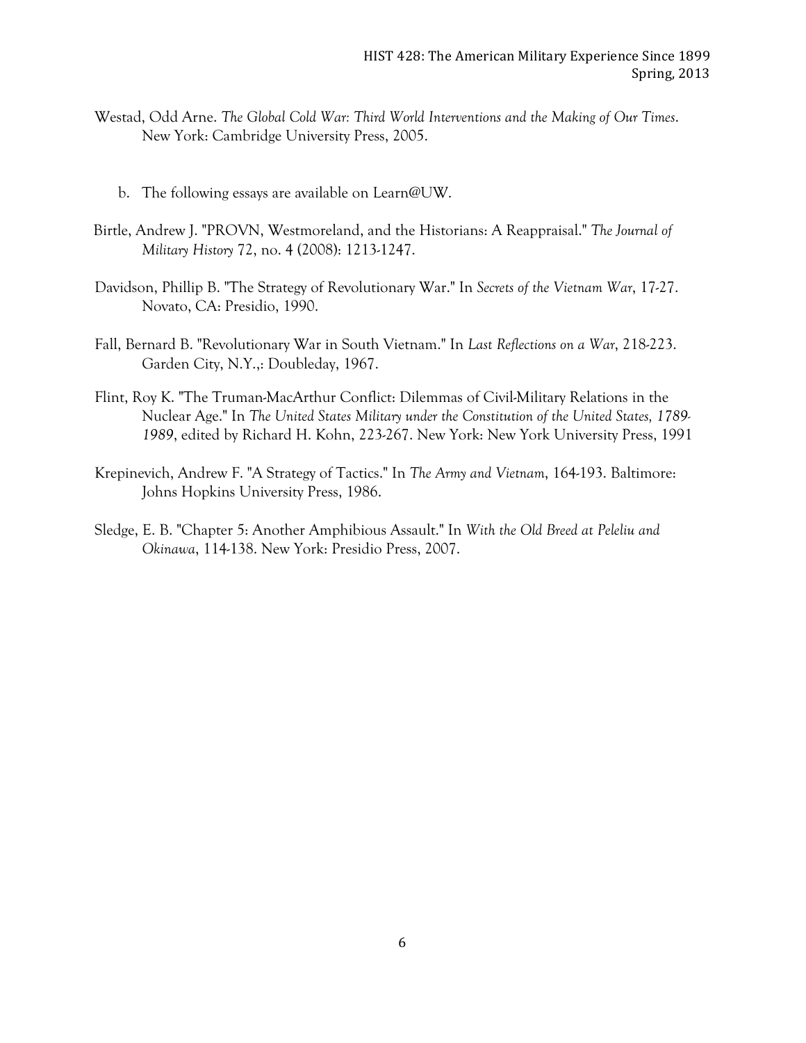Westad, Odd Arne. *The Global Cold War: Third World Interventions and the Making of Our Times*. New York: Cambridge University Press, 2005.

b. The following essays are available on Learn@UW.

Birtle, Andrew J. "PROVN, Westmoreland, and the Historians: A Reappraisal." *The Journal of Military History* 72, no. 4 (2008): 1213-1247.

Davidson, Phillip B. "The Strategy of Revolutionary War." In *Secrets of the Vietnam War*, 17-27. Novato, CA: Presidio, 1990.

Fall, Bernard B. "Revolutionary War in South Vietnam." In *Last Reflections on a War*, 218-223. Garden City, N.Y.,: Doubleday, 1967.

Flint, Roy K. "The Truman-MacArthur Conflict: Dilemmas of Civil-Military Relations in the Nuclear Age." In *The United States Military under the Constitution of the United States, 1789-1989*, edited by Richard H. Kohn, 223-267. New York: New York University Press, 1991

Krepinevich, Andrew F. "A Strategy of Tactics." In *The Army and Vietnam*, 164-193. Baltimore: Johns Hopkins University Press, 1986.

Sledge, E. B. "Chapter 5: Another Amphibious Assault." In *With the Old Breed at Peleliu and Okinawa*, 114-138. New York: Presidio Press, 2007.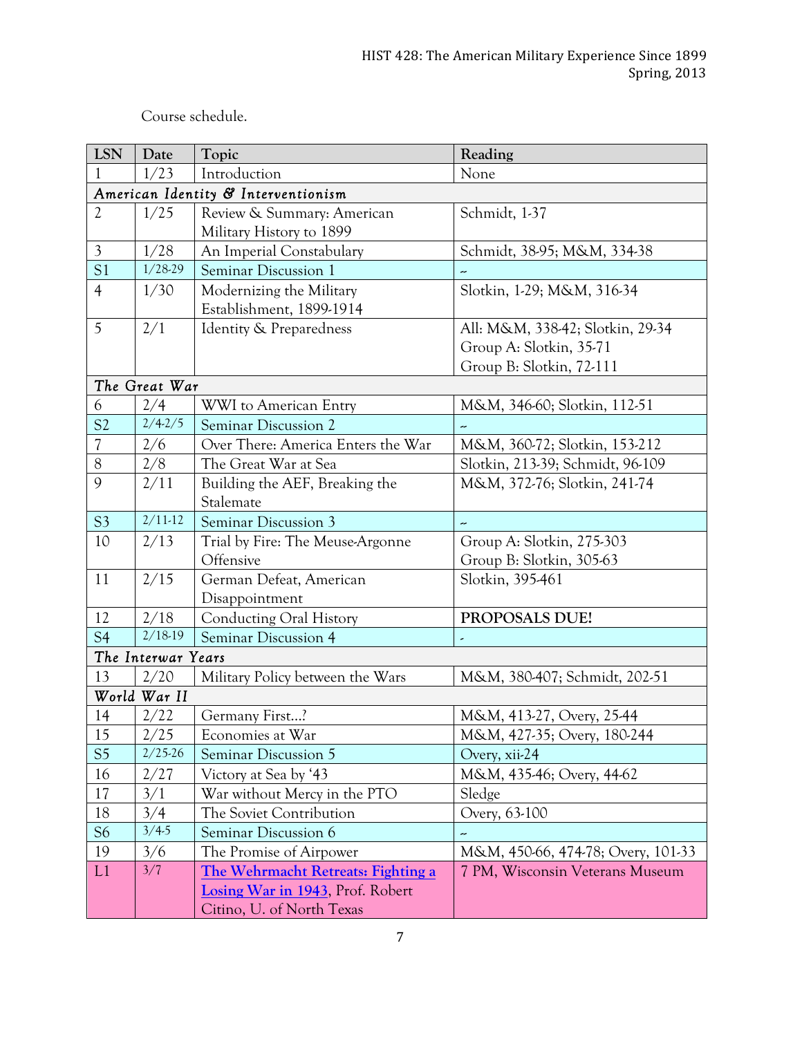Course schedule.

| LSN | Date | Topic | Reading |
|---|---|---|---|
| 1 | 1/23 | Introduction | None |
| *American Identity & Interventionism* | | | |
| 2 | 1/25 | Review & Summary: American Military History to 1899 | Schmidt, 1-37 |
| 3 | 1/28 | An Imperial Constabulary | Schmidt, 38-95; M&M, 334-38 |
| S1 | 1/28-29 | Seminar Discussion 1 | ~ |
| 4 | 1/30 | Modernizing the Military Establishment, 1899-1914 | Slotkin, 1-29; M&M, 316-34 |
| 5 | 2/1 | Identity & Preparedness | All: M&M, 338-42; Slotkin, 29-34<br>Group A: Slotkin, 35-71<br>Group B: Slotkin, 72-111 |
| *The Great War* | | | |
| 6 | 2/4 | WWI to American Entry | M&M, 346-60; Slotkin, 112-51 |
| S2 | 2/4-2/5 | Seminar Discussion 2 | ~ |
| 7 | 2/6 | Over There: America Enters the War | M&M, 360-72; Slotkin, 153-212 |
| 8 | 2/8 | The Great War at Sea | Slotkin, 213-39; Schmidt, 96-109 |
| 9 | 2/11 | Building the AEF, Breaking the Stalemate | M&M, 372-76; Slotkin, 241-74 |
| S3 | 2/11-12 | Seminar Discussion 3 | ~ |
| 10 | 2/13 | Trial by Fire: The Meuse-Argonne Offensive | Group A: Slotkin, 275-303<br>Group B: Slotkin, 305-63 |
| 11 | 2/15 | German Defeat, American Disappointment | Slotkin, 395-461 |
| 12 | 2/18 | Conducting Oral History | **PROPOSALS DUE!** |
| S4 | 2/18-19 | Seminar Discussion 4 | - |
| *The Interwar Years* | | | |
| 13 | 2/20 | Military Policy between the Wars | M&M, 380-407; Schmidt, 202-51 |
| *World War II* | | | |
| 14 | 2/22 | Germany First…? | M&M, 413-27, Overy, 25-44 |
| 15 | 2/25 | Economies at War | M&M, 427-35; Overy, 180-244 |
| S5 | 2/25-26 | Seminar Discussion 5 | Overy, xii-24 |
| 16 | 2/27 | Victory at Sea by '43 | M&M, 435-46; Overy, 44-62 |
| 17 | 3/1 | War without Mercy in the PTO | Sledge |
| 18 | 3/4 | The Soviet Contribution | Overy, 63-100 |
| S6 | 3/4-5 | Seminar Discussion 6 | ~ |
| 19 | 3/6 | The Promise of Airpower | M&M, 450-66, 474-78; Overy, 101-33 |
| L1 | 3/7 | The Wehrmacht Retreats: Fighting a Losing War in 1943, Prof. Robert Citino, U. of North Texas | 7 PM, Wisconsin Veterans Museum |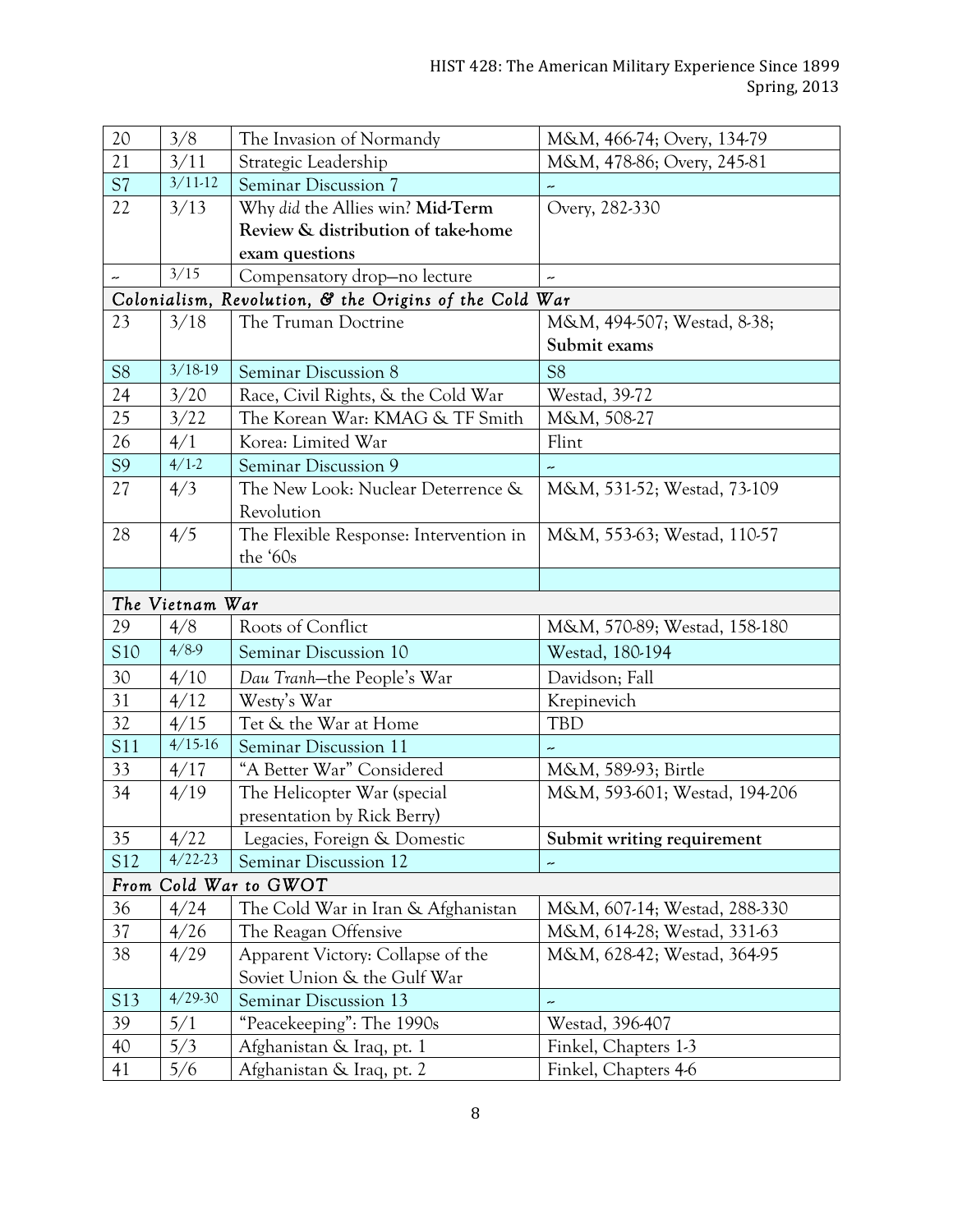| | | | |
|---|---|---|---|
| 20 | 3/8 | The Invasion of Normandy | M&M, 466-74; Overy, 134-79 |
| 21 | 3/11 | Strategic Leadership | M&M, 478-86; Overy, 245-81 |
| S7 | 3/11-12 | Seminar Discussion 7 | ~ |
| 22 | 3/13 | Why *did* the Allies win? **Mid-Term Review & distribution of take-home exam questions** | Overy, 282-330 |
| ~ | 3/15 | Compensatory drop—no lecture | ~ |
| *Colonialism, Revolution, & the Origins of the Cold War* | | | |
| 23 | 3/18 | The Truman Doctrine | M&M, 494-507; Westad, 8-38; **Submit exams** |
| S8 | 3/18-19 | Seminar Discussion 8 | S8 |
| 24 | 3/20 | Race, Civil Rights, & the Cold War | Westad, 39-72 |
| 25 | 3/22 | The Korean War: KMAG & TF Smith | M&M, 508-27 |
| 26 | 4/1 | Korea: Limited War | Flint |
| S9 | 4/1-2 | Seminar Discussion 9 | ~ |
| 27 | 4/3 | The New Look: Nuclear Deterrence & Revolution | M&M, 531-52; Westad, 73-109 |
| 28 | 4/5 | The Flexible Response: Intervention in the '60s | M&M, 553-63; Westad, 110-57 |
| | | | |
| *The Vietnam War* | | | |
| 29 | 4/8 | Roots of Conflict | M&M, 570-89; Westad, 158-180 |
| S10 | 4/8-9 | Seminar Discussion 10 | Westad, 180-194 |
| 30 | 4/10 | *Dau Tranh*—the People's War | Davidson; Fall |
| 31 | 4/12 | Westy's War | Krepinevich |
| 32 | 4/15 | Tet & the War at Home | TBD |
| S11 | 4/15-16 | Seminar Discussion 11 | ~ |
| 33 | 4/17 | "A Better War" Considered | M&M, 589-93; Birtle |
| 34 | 4/19 | The Helicopter War (special presentation by Rick Berry) | M&M, 593-601; Westad, 194-206 |
| 35 | 4/22 | Legacies, Foreign & Domestic | **Submit writing requirement** |
| S12 | 4/22-23 | Seminar Discussion 12 | ~ |
| *From Cold War to GWOT* | | | |
| 36 | 4/24 | The Cold War in Iran & Afghanistan | M&M, 607-14; Westad, 288-330 |
| 37 | 4/26 | The Reagan Offensive | M&M, 614-28; Westad, 331-63 |
| 38 | 4/29 | Apparent Victory: Collapse of the Soviet Union & the Gulf War | M&M, 628-42; Westad, 364-95 |
| S13 | 4/29-30 | Seminar Discussion 13 | ~ |
| 39 | 5/1 | "Peacekeeping": The 1990s | Westad, 396-407 |
| 40 | 5/3 | Afghanistan & Iraq, pt. 1 | Finkel, Chapters 1-3 |
| 41 | 5/6 | Afghanistan & Iraq, pt. 2 | Finkel, Chapters 4-6 |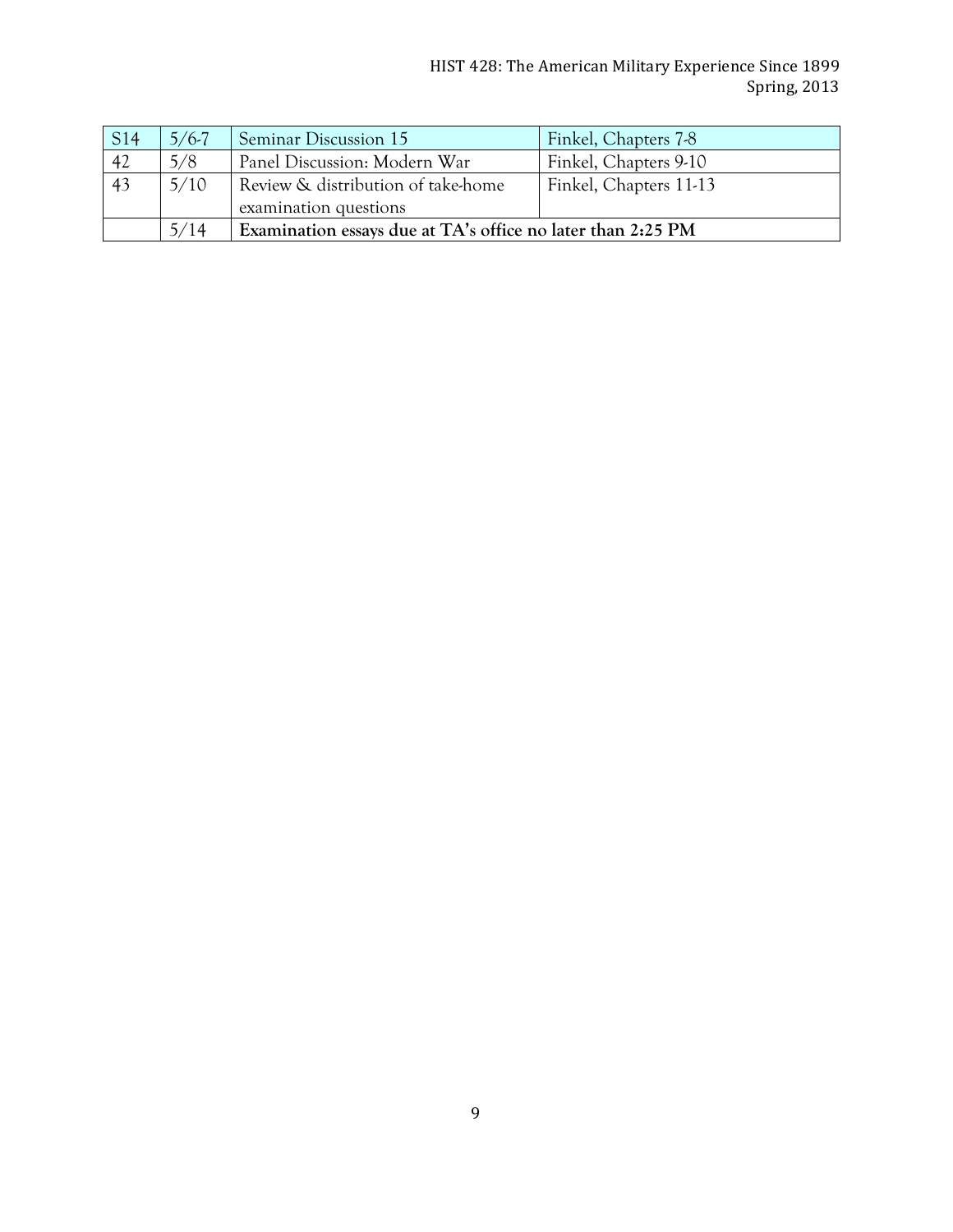| | | | |
|---|---|---|---|
| S14 | 5/6-7 | Seminar Discussion 15 | Finkel, Chapters 7-8 |
| 42 | 5/8 | Panel Discussion: Modern War | Finkel, Chapters 9-10 |
| 43 | 5/10 | Review & distribution of take-home examination questions | Finkel, Chapters 11-13 |
| | 5/14 | **Examination essays due at TA's office no later than 2:25 PM** | |